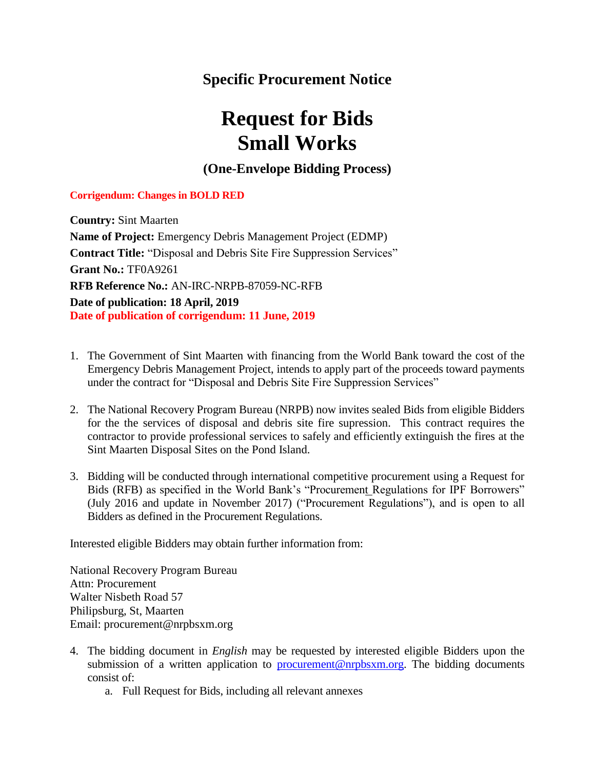## Specific Procurement Notice

# Request for Bids
# Small Works

### (One-Envelope Bidding Process)

**Corrigendum: Changes in BOLD RED**

**Country:** Sint Maarten
**Name of Project:** Emergency Debris Management Project (EDMP)
**Contract Title:** "Disposal and Debris Site Fire Suppression Services"
**Grant No.:** TF0A9261
**RFB Reference No.:** AN-IRC-NRPB-87059-NC-RFB
**Date of publication: 18 April, 2019**
**Date of publication of corrigendum: 11 June, 2019**

1. The Government of Sint Maarten with financing from the World Bank toward the cost of the Emergency Debris Management Project, intends to apply part of the proceeds toward payments under the contract for "Disposal and Debris Site Fire Suppression Services"

2. The National Recovery Program Bureau (NRPB) now invites sealed Bids from eligible Bidders for the the services of disposal and debris site fire supression. This contract requires the contractor to provide professional services to safely and efficiently extinguish the fires at the Sint Maarten Disposal Sites on the Pond Island.

3. Bidding will be conducted through international competitive procurement using a Request for Bids (RFB) as specified in the World Bank's "Procurement Regulations for IPF Borrowers" (July 2016 and update in November 2017) ("Procurement Regulations"), and is open to all Bidders as defined in the Procurement Regulations.

Interested eligible Bidders may obtain further information from:

National Recovery Program Bureau
Attn: Procurement
Walter Nisbeth Road 57
Philipsburg, St, Maarten
Email: procurement@nrpbsxm.org

4. The bidding document in *English* may be requested by interested eligible Bidders upon the submission of a written application to procurement@nrpbsxm.org. The bidding documents consist of:
   a. Full Request for Bids, including all relevant annexes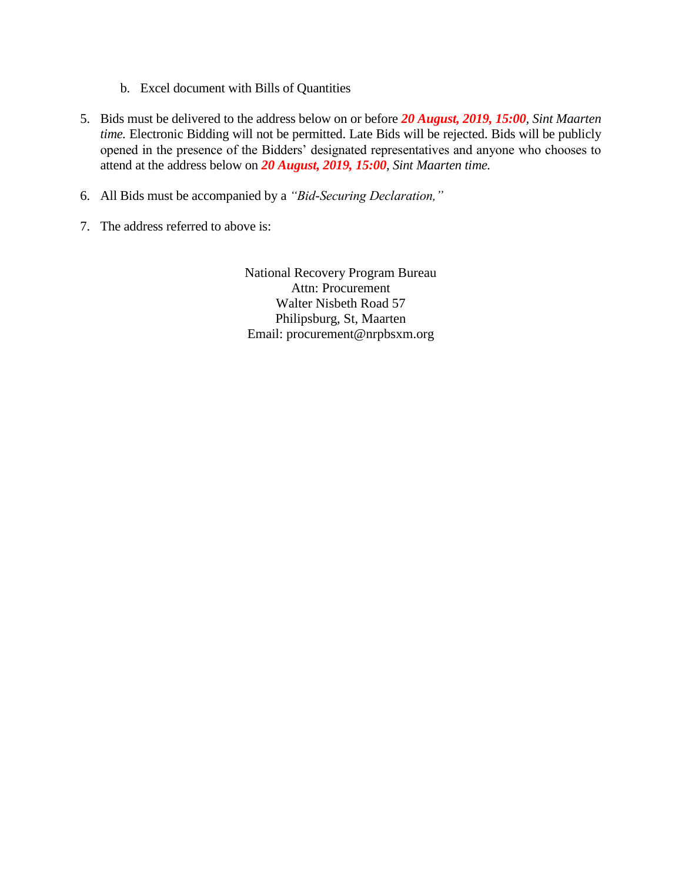b. Excel document with Bills of Quantities

5. Bids must be delivered to the address below on or before ***20 August, 2019, 15:00***, *Sint Maarten time.* Electronic Bidding will not be permitted. Late Bids will be rejected. Bids will be publicly opened in the presence of the Bidders' designated representatives and anyone who chooses to attend at the address below on ***20 August, 2019, 15:00***, *Sint Maarten time.*

6. All Bids must be accompanied by a *"Bid-Securing Declaration,"*

7. The address referred to above is:

National Recovery Program Bureau
Attn: Procurement
Walter Nisbeth Road 57
Philipsburg, St, Maarten
Email: procurement@nrpbsxm.org